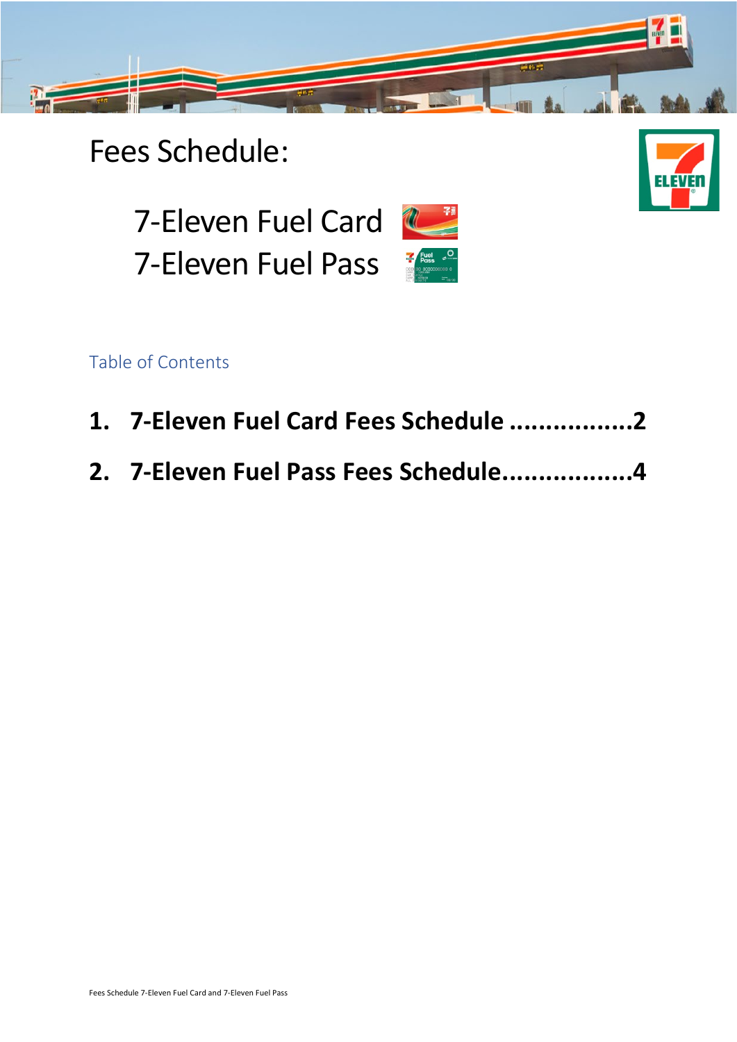# Fees Schedule:

## 7-Eleven Fuel Card
## 7-Eleven Fuel Pass

Table of Contents

**1. 7-Eleven Fuel Card Fees Schedule ................2**

**2. 7-Eleven Fuel Pass Fees Schedule.................4**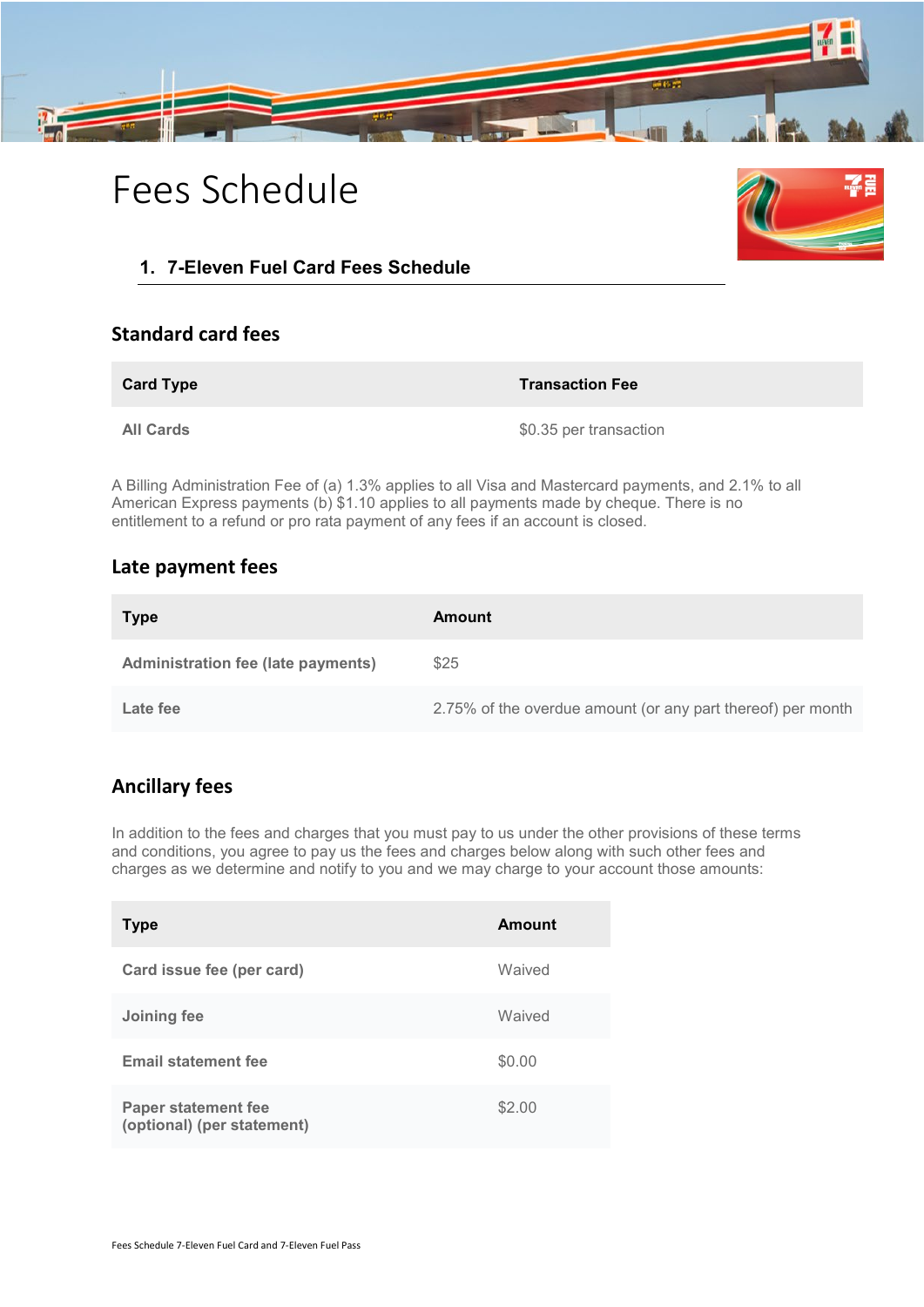# Fees Schedule

## 1. 7-Eleven Fuel Card Fees Schedule

### Standard card fees

| Card Type | Transaction Fee |
|---|---|
| All Cards | $0.35 per transaction |

A Billing Administration Fee of (a) 1.3% applies to all Visa and Mastercard payments, and 2.1% to all American Express payments (b) $1.10 applies to all payments made by cheque. There is no entitlement to a refund or pro rata payment of any fees if an account is closed.

### Late payment fees

| Type | Amount |
|---|---|
| Administration fee (late payments) | $25 |
| Late fee | 2.75% of the overdue amount (or any part thereof) per month |

### Ancillary fees

In addition to the fees and charges that you must pay to us under the other provisions of these terms and conditions, you agree to pay us the fees and charges below along with such other fees and charges as we determine and notify to you and we may charge to your account those amounts:

| Type | Amount |
|---|---|
| Card issue fee (per card) | Waived |
| Joining fee | Waived |
| Email statement fee | $0.00 |
| Paper statement fee (optional) (per statement) | $2.00 |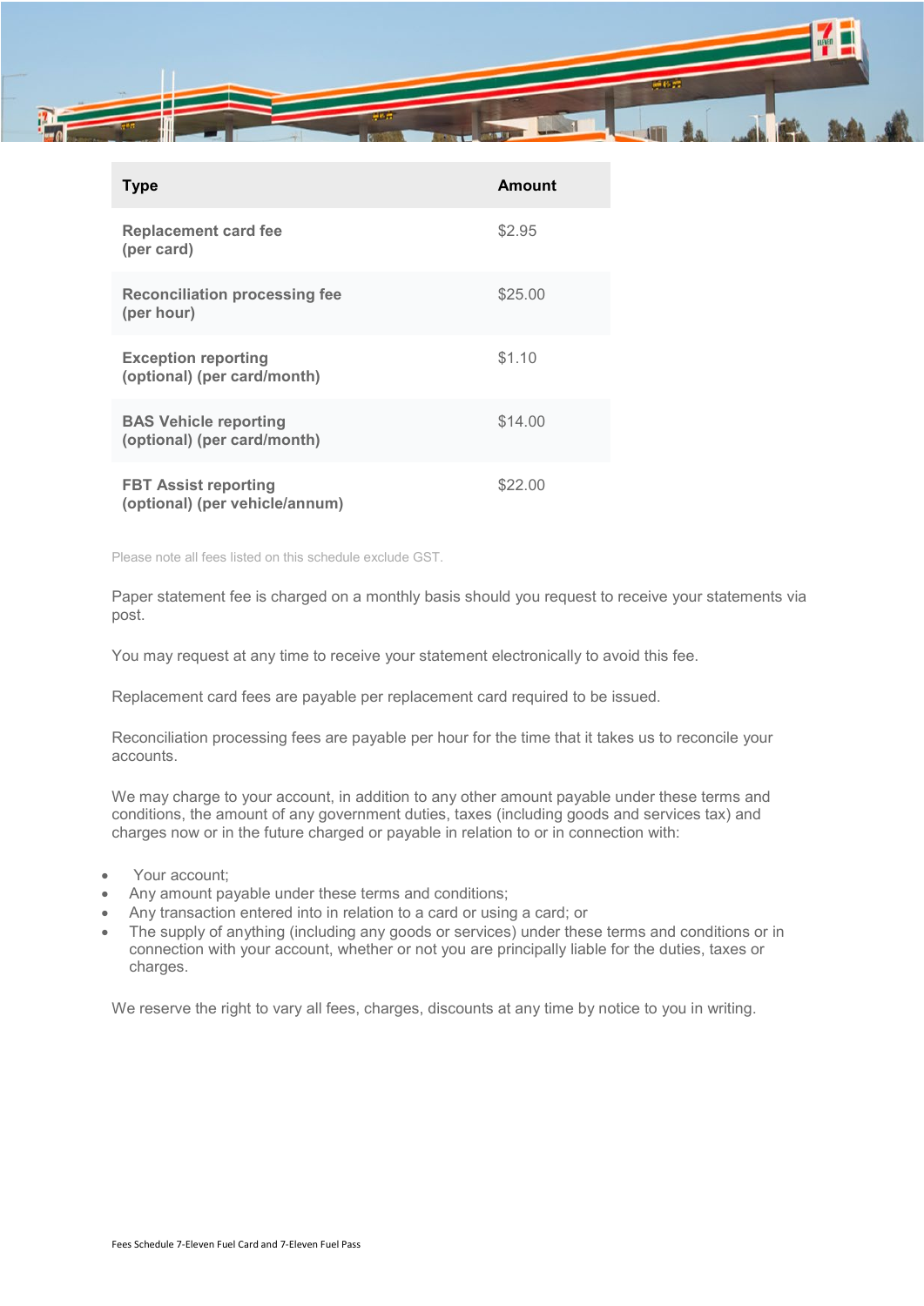| Type | Amount |
| --- | --- |
| **Replacement card fee (per card)** | $2.95 |
| **Reconciliation processing fee (per hour)** | $25.00 |
| **Exception reporting (optional) (per card/month)** | $1.10 |
| **BAS Vehicle reporting (optional) (per card/month)** | $14.00 |
| **FBT Assist reporting (optional) (per vehicle/annum)** | $22.00 |

Please note all fees listed on this schedule exclude GST.

Paper statement fee is charged on a monthly basis should you request to receive your statements via post.

You may request at any time to receive your statement electronically to avoid this fee.

Replacement card fees are payable per replacement card required to be issued.

Reconciliation processing fees are payable per hour for the time that it takes us to reconcile your accounts.

We may charge to your account, in addition to any other amount payable under these terms and conditions, the amount of any government duties, taxes (including goods and services tax) and charges now or in the future charged or payable in relation to or in connection with:

- Your account;
- Any amount payable under these terms and conditions;
- Any transaction entered into in relation to a card or using a card; or
- The supply of anything (including any goods or services) under these terms and conditions or in connection with your account, whether or not you are principally liable for the duties, taxes or charges.

We reserve the right to vary all fees, charges, discounts at any time by notice to you in writing.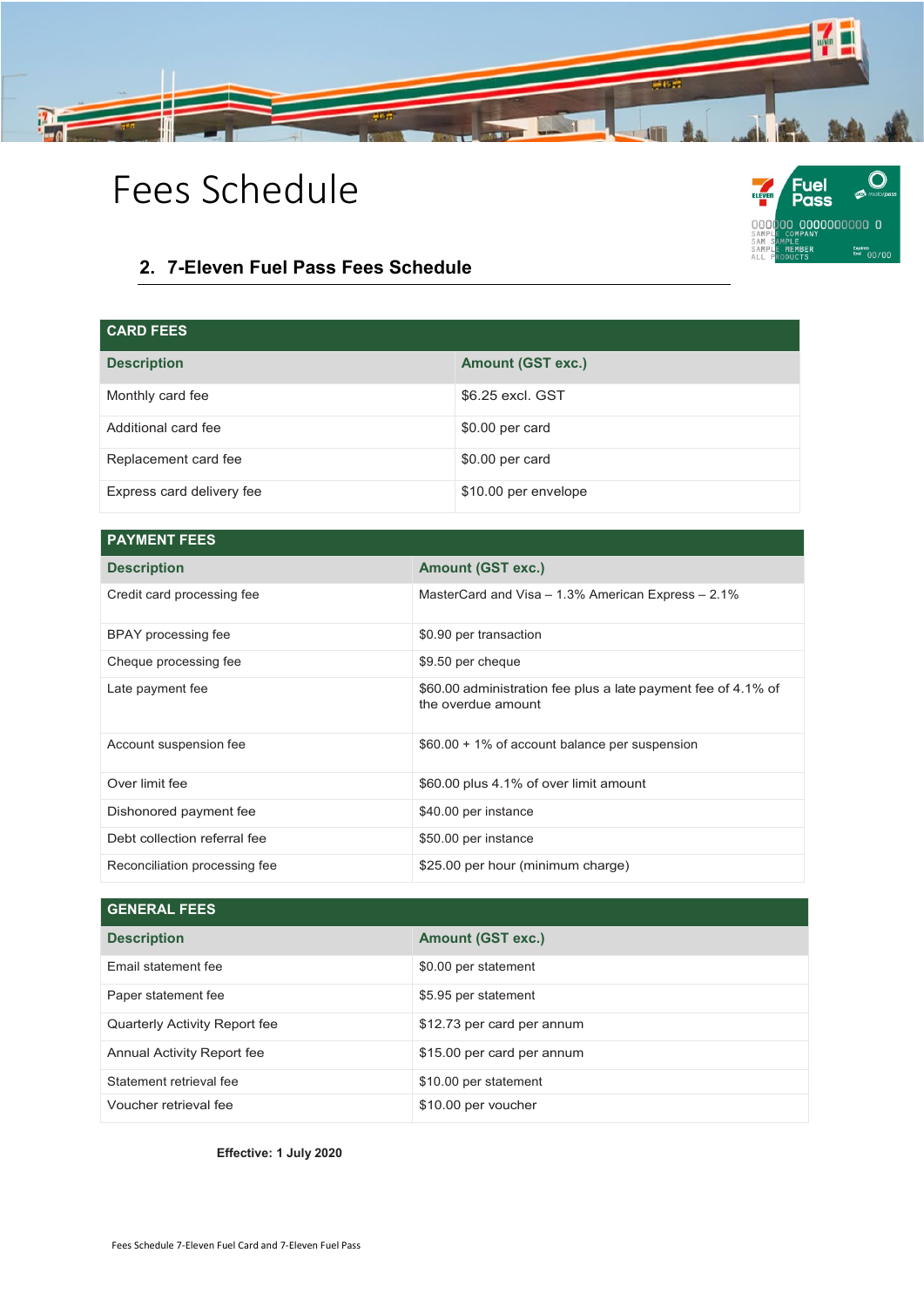# Fees Schedule

## 2. 7-Eleven Fuel Pass Fees Schedule

| CARD FEES | |
|---|---|
| **Description** | **Amount (GST exc.)** |
| Monthly card fee | $6.25 excl. GST |
| Additional card fee | $0.00 per card |
| Replacement card fee | $0.00 per card |
| Express card delivery fee | $10.00 per envelope |

| PAYMENT FEES | |
|---|---|
| **Description** | **Amount (GST exc.)** |
| Credit card processing fee | MasterCard and Visa – 1.3% American Express – 2.1% |
| BPAY processing fee | $0.90 per transaction |
| Cheque processing fee | $9.50 per cheque |
| Late payment fee | $60.00 administration fee plus a late payment fee of 4.1% of the overdue amount |
| Account suspension fee | $60.00 + 1% of account balance per suspension |
| Over limit fee | $60.00 plus 4.1% of over limit amount |
| Dishonored payment fee | $40.00 per instance |
| Debt collection referral fee | $50.00 per instance |
| Reconciliation processing fee | $25.00 per hour (minimum charge) |

| GENERAL FEES | |
|---|---|
| **Description** | **Amount (GST exc.)** |
| Email statement fee | $0.00 per statement |
| Paper statement fee | $5.95 per statement |
| Quarterly Activity Report fee | $12.73 per card per annum |
| Annual Activity Report fee | $15.00 per card per annum |
| Statement retrieval fee | $10.00 per statement |
| Voucher retrieval fee | $10.00 per voucher |

**Effective: 1 July 2020**